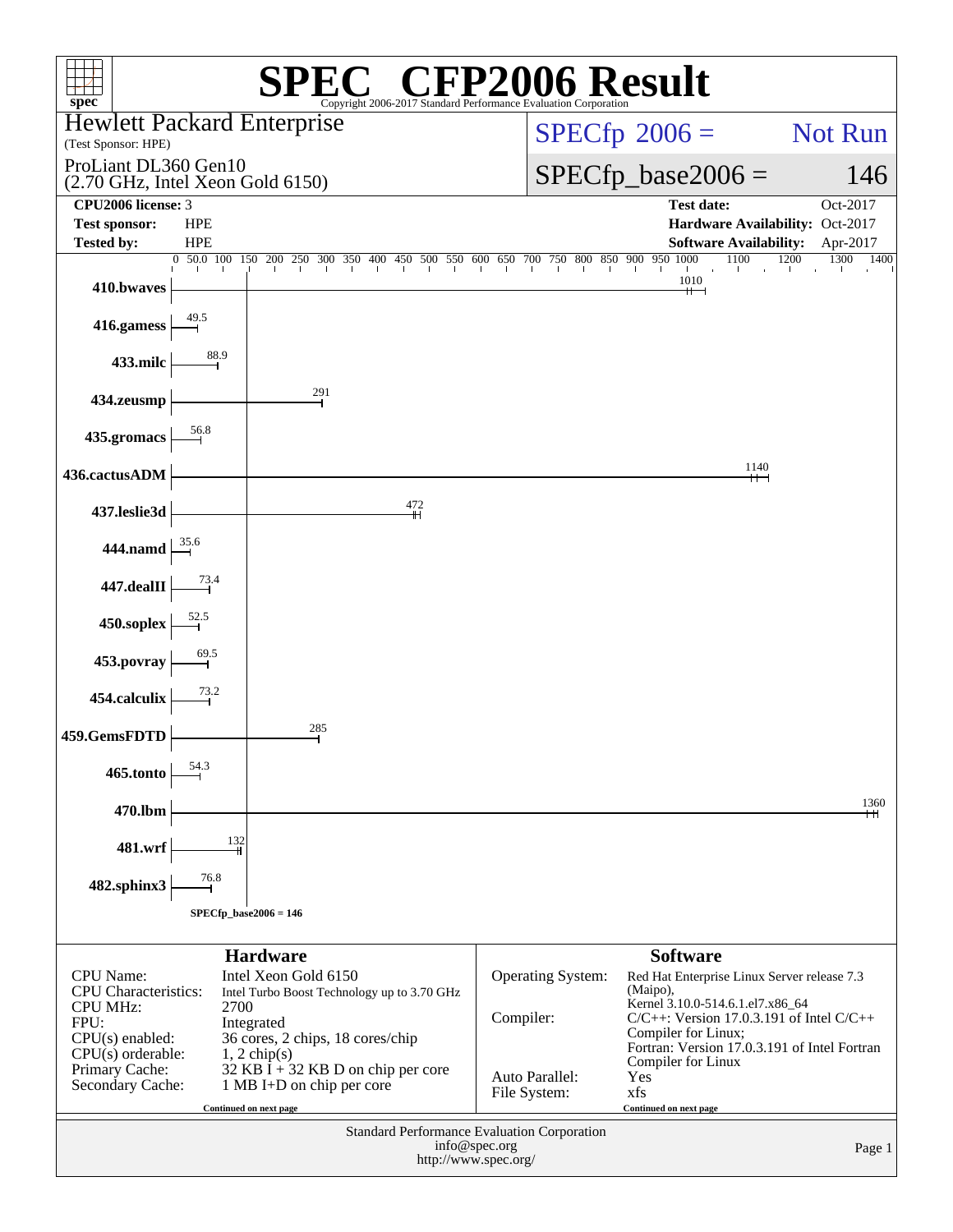# SPEC® CFP2006 Result

Copyright 2006-2017 Standard Performance Evaluation Corporation

**Hewlett Packard Enterprise**
(Test Sponsor: HPE)

ProLiant DL360 Gen10
(2.70 GHz, Intel Xeon Gold 6150)

SPECfp 2006 = Not Run

SPECfp_base2006 = 146

| | | | |
|---|---|---|---|
| **CPU2006 license:** | 3 | **Test date:** | Oct-2017 |
| **Test sponsor:** | HPE | **Hardware Availability:** | Oct-2017 |
| **Tested by:** | HPE | **Software Availability:** | Apr-2017 |

| Benchmark | Base ratio |
|---|---|
| 410.bwaves | 1010 |
| 416.gamess | 49.5 |
| 433.milc | 88.9 |
| 434.zeusmp | 291 |
| 435.gromacs | 56.8 |
| 436.cactusADM | 1140 |
| 437.leslie3d | 472 |
| 444.namd | 35.6 |
| 447.dealII | 73.4 |
| 450.soplex | 52.5 |
| 453.povray | 69.5 |
| 454.calculix | 73.2 |
| 459.GemsFDTD | 285 |
| 465.tonto | 54.3 |
| 470.lbm | 1360 |
| 481.wrf | 132 |
| 482.sphinx3 | 76.8 |

SPECfp_base2006 = 146

## Hardware

| | |
|---|---|
| CPU Name: | Intel Xeon Gold 6150 |
| CPU Characteristics: | Intel Turbo Boost Technology up to 3.70 GHz |
| CPU MHz: | 2700 |
| FPU: | Integrated |
| CPU(s) enabled: | 36 cores, 2 chips, 18 cores/chip |
| CPU(s) orderable: | 1, 2 chip(s) |
| Primary Cache: | 32 KB I + 32 KB D on chip per core |
| Secondary Cache: | 1 MB I+D on chip per core |

Continued on next page

## Software

| | |
|---|---|
| Operating System: | Red Hat Enterprise Linux Server release 7.3 (Maipo), Kernel 3.10.0-514.6.1.el7.x86_64 |
| Compiler: | C/C++: Version 17.0.3.191 of Intel C/C++ Compiler for Linux; Fortran: Version 17.0.3.191 of Intel Fortran Compiler for Linux |
| Auto Parallel: | Yes |
| File System: | xfs |

Continued on next page

Standard Performance Evaluation Corporation
info@spec.org
http://www.spec.org/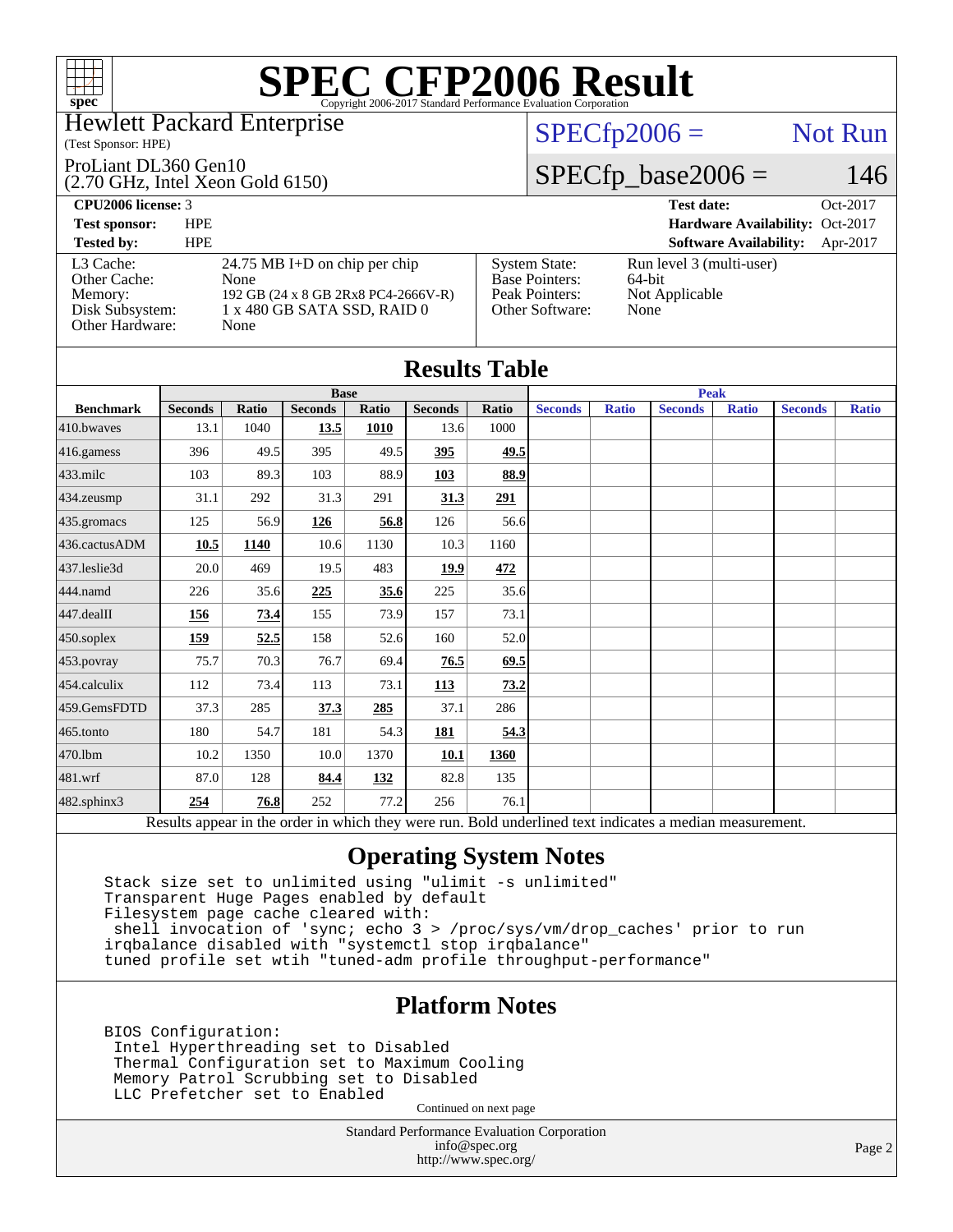# SPEC CFP2006 Result

Copyright 2006-2017 Standard Performance Evaluation Corporation

Hewlett Packard Enterprise
(Test Sponsor: HPE)

ProLiant DL360 Gen10
(2.70 GHz, Intel Xeon Gold 6150)

SPECfp2006 = Not Run

SPECfp_base2006 = 146

| | | | |
|---|---|---|---|
| **CPU2006 license:** 3 | | **Test date:** | Oct-2017 |
| **Test sponsor:** | HPE | **Hardware Availability:** | Oct-2017 |
| **Tested by:** | HPE | **Software Availability:** | Apr-2017 |

| | | | |
|---|---|---|---|
| L3 Cache: | 24.75 MB I+D on chip per chip | System State: | Run level 3 (multi-user) |
| Other Cache: | None | Base Pointers: | 64-bit |
| Memory: | 192 GB (24 x 8 GB 2Rx8 PC4-2666V-R) | Peak Pointers: | Not Applicable |
| Disk Subsystem: | 1 x 480 GB SATA SSD, RAID 0 | Other Software: | None |
| Other Hardware: | None | | |

## Results Table

| | Base | | | | | | Peak | | | | | |
|---|---|---|---|---|---|---|---|---|---|---|---|---|
| **Benchmark** | **Seconds** | **Ratio** | **Seconds** | **Ratio** | **Seconds** | **Ratio** | **Seconds** | **Ratio** | **Seconds** | **Ratio** | **Seconds** | **Ratio** |
| 410.bwaves | 13.1 | 1040 | **13.5** | **1010** | 13.6 | 1000 | | | | | | |
| 416.gamess | 396 | 49.5 | 395 | 49.5 | **395** | **49.5** | | | | | | |
| 433.milc | 103 | 89.3 | 103 | 88.9 | **103** | **88.9** | | | | | | |
| 434.zeusmp | 31.1 | 292 | 31.3 | 291 | **31.3** | **291** | | | | | | |
| 435.gromacs | 125 | 56.9 | **126** | **56.8** | 126 | 56.6 | | | | | | |
| 436.cactusADM | **10.5** | **1140** | 10.6 | 1130 | 10.3 | 1160 | | | | | | |
| 437.leslie3d | 20.0 | 469 | 19.5 | 483 | **19.9** | **472** | | | | | | |
| 444.namd | 226 | 35.6 | **225** | **35.6** | 225 | 35.6 | | | | | | |
| 447.dealII | **156** | **73.4** | 155 | 73.9 | 157 | 73.1 | | | | | | |
| 450.soplex | **159** | **52.5** | 158 | 52.6 | 160 | 52.0 | | | | | | |
| 453.povray | 75.7 | 70.3 | 76.7 | 69.4 | **76.5** | **69.5** | | | | | | |
| 454.calculix | 112 | 73.4 | 113 | 73.1 | **113** | **73.2** | | | | | | |
| 459.GemsFDTD | 37.3 | 285 | **37.3** | **285** | 37.1 | 286 | | | | | | |
| 465.tonto | 180 | 54.7 | 181 | 54.3 | **181** | **54.3** | | | | | | |
| 470.lbm | 10.2 | 1350 | 10.0 | 1370 | **10.1** | **1360** | | | | | | |
| 481.wrf | 87.0 | 128 | **84.4** | **132** | 82.8 | 135 | | | | | | |
| 482.sphinx3 | **254** | **76.8** | 252 | 77.2 | 256 | 76.1 | | | | | | |

Results appear in the order in which they were run. Bold underlined text indicates a median measurement.

## Operating System Notes

```
Stack size set to unlimited using "ulimit -s unlimited"
Transparent Huge Pages enabled by default
Filesystem page cache cleared with:
 shell invocation of 'sync; echo 3 > /proc/sys/vm/drop_caches' prior to run
irqbalance disabled with "systemctl stop irqbalance"
tuned profile set wtih "tuned-adm profile throughput-performance"
```

## Platform Notes

```
BIOS Configuration:
 Intel Hyperthreading set to Disabled
 Thermal Configuration set to Maximum Cooling
 Memory Patrol Scrubbing set to Disabled
 LLC Prefetcher set to Enabled
```

Continued on next page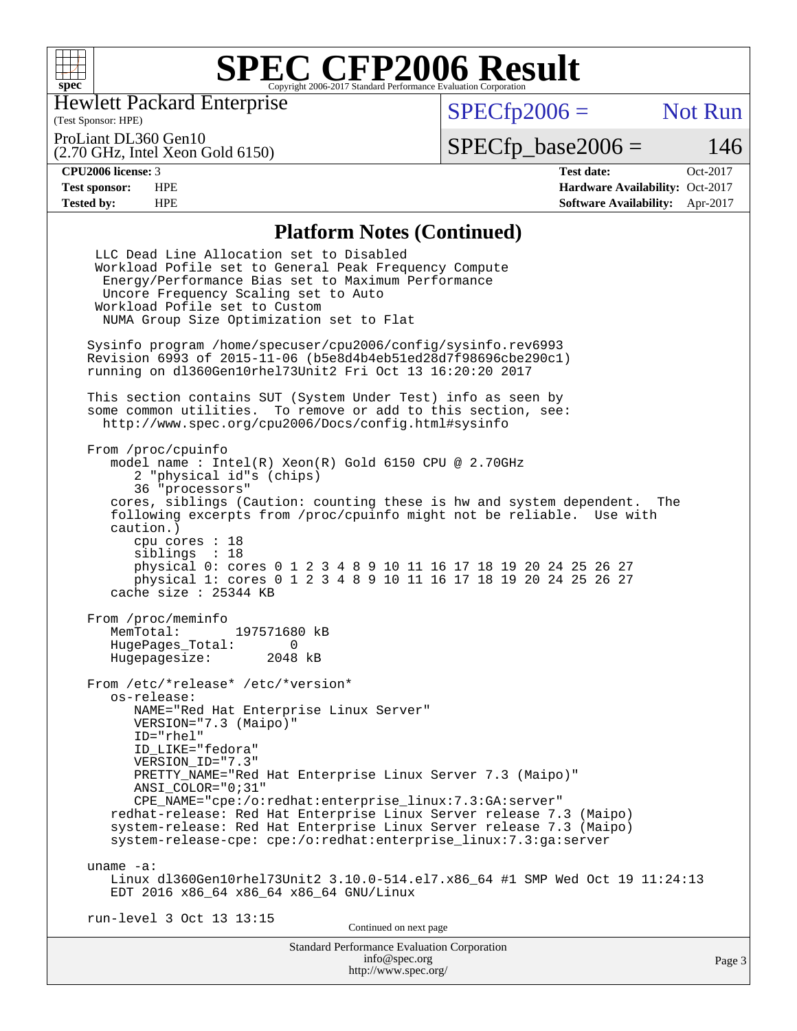# SPEC CFP2006 Result

Copyright 2006-2017 Standard Performance Evaluation Corporation

Hewlett Packard Enterprise
(Test Sponsor: HPE)

ProLiant DL360 Gen10
(2.70 GHz, Intel Xeon Gold 6150)

SPECfp2006 = Not Run

SPECfp_base2006 = 146

| | | | |
|---|---|---|---|
| **CPU2006 license:** 3 | | **Test date:** | Oct-2017 |
| **Test sponsor:** | HPE | **Hardware Availability:** | Oct-2017 |
| **Tested by:** | HPE | **Software Availability:** | Apr-2017 |

## Platform Notes (Continued)

```
 LLC Dead Line Allocation set to Disabled
 Workload Pofile set to General Peak Frequency Compute
  Energy/Performance Bias set to Maximum Performance
  Uncore Frequency Scaling set to Auto
 Workload Pofile set to Custom
  NUMA Group Size Optimization set to Flat

Sysinfo program /home/specuser/cpu2006/config/sysinfo.rev6993
Revision 6993 of 2015-11-06 (b5e8d4b4eb51ed28d7f98696cbe290c1)
running on dl360Gen10rhel73Unit2 Fri Oct 13 16:20:20 2017

This section contains SUT (System Under Test) info as seen by
some common utilities.  To remove or add to this section, see:
  http://www.spec.org/cpu2006/Docs/config.html#sysinfo

From /proc/cpuinfo
   model name : Intel(R) Xeon(R) Gold 6150 CPU @ 2.70GHz
      2 "physical id"s (chips)
      36 "processors"
   cores, siblings (Caution: counting these is hw and system dependent.  The
   following excerpts from /proc/cpuinfo might not be reliable.  Use with
   caution.)
      cpu cores : 18
      siblings  : 18
      physical 0: cores 0 1 2 3 4 8 9 10 11 16 17 18 19 20 24 25 26 27
      physical 1: cores 0 1 2 3 4 8 9 10 11 16 17 18 19 20 24 25 26 27
   cache size : 25344 KB

From /proc/meminfo
   MemTotal:       197571680 kB
   HugePages_Total:       0
   Hugepagesize:       2048 kB

From /etc/*release* /etc/*version*
   os-release:
      NAME="Red Hat Enterprise Linux Server"
      VERSION="7.3 (Maipo)"
      ID="rhel"
      ID_LIKE="fedora"
      VERSION_ID="7.3"
      PRETTY_NAME="Red Hat Enterprise Linux Server 7.3 (Maipo)"
      ANSI_COLOR="0;31"
      CPE_NAME="cpe:/o:redhat:enterprise_linux:7.3:GA:server"
   redhat-release: Red Hat Enterprise Linux Server release 7.3 (Maipo)
   system-release: Red Hat Enterprise Linux Server release 7.3 (Maipo)
   system-release-cpe: cpe:/o:redhat:enterprise_linux:7.3:ga:server

uname -a:
   Linux dl360Gen10rhel73Unit2 3.10.0-514.el7.x86_64 #1 SMP Wed Oct 19 11:24:13
   EDT 2016 x86_64 x86_64 x86_64 GNU/Linux

run-level 3 Oct 13 13:15
```

Continued on next page

Standard Performance Evaluation Corporation
info@spec.org
http://www.spec.org/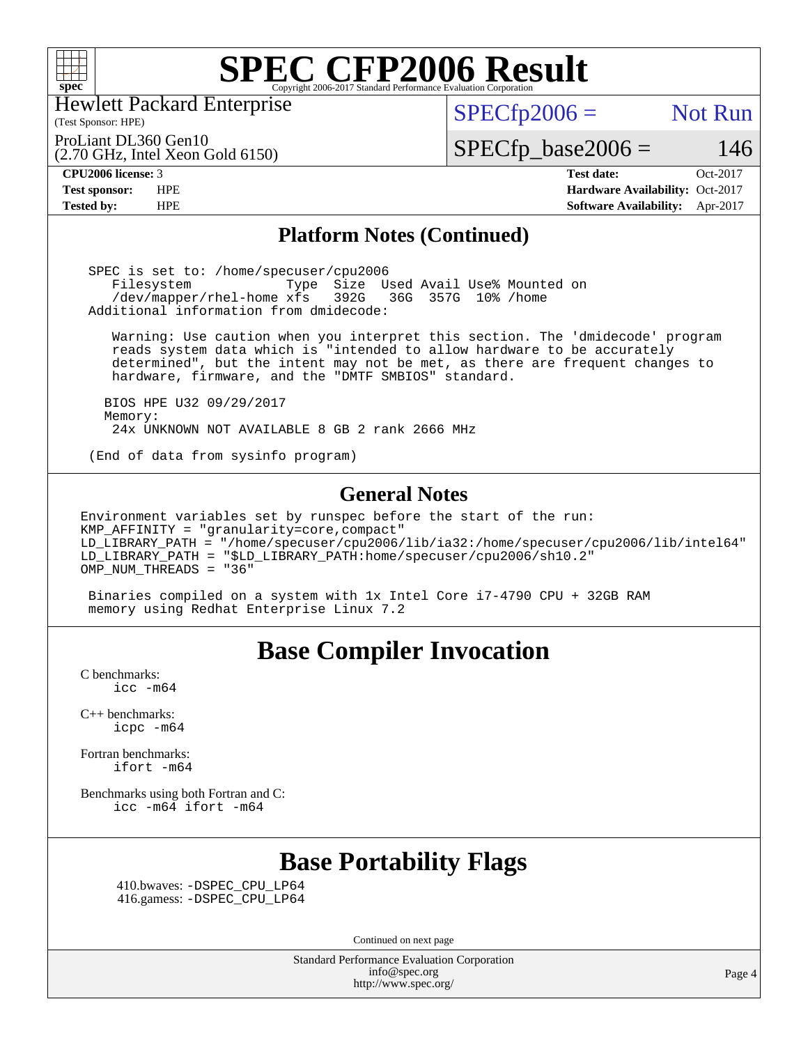# SPEC CFP2006 Result

Copyright 2006-2017 Standard Performance Evaluation Corporation

Hewlett Packard Enterprise
(Test Sponsor: HPE)

ProLiant DL360 Gen10
(2.70 GHz, Intel Xeon Gold 6150)

SPECfp2006 = Not Run

SPECfp_base2006 = 146

| | | | |
|---|---|---|---|
| **CPU2006 license:** | 3 | **Test date:** | Oct-2017 |
| **Test sponsor:** | HPE | **Hardware Availability:** | Oct-2017 |
| **Tested by:** | HPE | **Software Availability:** | Apr-2017 |

## Platform Notes (Continued)

```
SPEC is set to: /home/specuser/cpu2006
   Filesystem           Type  Size  Used Avail Use% Mounted on
   /dev/mapper/rhel-home xfs   392G   36G  357G  10% /home
Additional information from dmidecode:

   Warning: Use caution when you interpret this section. The 'dmidecode' program
   reads system data which is "intended to allow hardware to be accurately
   determined", but the intent may not be met, as there are frequent changes to
   hardware, firmware, and the "DMTF SMBIOS" standard.

  BIOS HPE U32 09/29/2017
  Memory:
   24x UNKNOWN NOT AVAILABLE 8 GB 2 rank 2666 MHz

(End of data from sysinfo program)
```

## General Notes

```
Environment variables set by runspec before the start of the run:
KMP_AFFINITY = "granularity=core,compact"
LD_LIBRARY_PATH = "/home/specuser/cpu2006/lib/ia32:/home/specuser/cpu2006/lib/intel64"
LD_LIBRARY_PATH = "$LD_LIBRARY_PATH:home/specuser/cpu2006/sh10.2"
OMP_NUM_THREADS = "36"

 Binaries compiled on a system with 1x Intel Core i7-4790 CPU + 32GB RAM
 memory using Redhat Enterprise Linux 7.2
```

# Base Compiler Invocation

C benchmarks:
    icc -m64

C++ benchmarks:
    icpc -m64

Fortran benchmarks:
    ifort -m64

Benchmarks using both Fortran and C:
    icc -m64 ifort -m64

# Base Portability Flags

410.bwaves: -DSPEC_CPU_LP64
416.gamess: -DSPEC_CPU_LP64

Continued on next page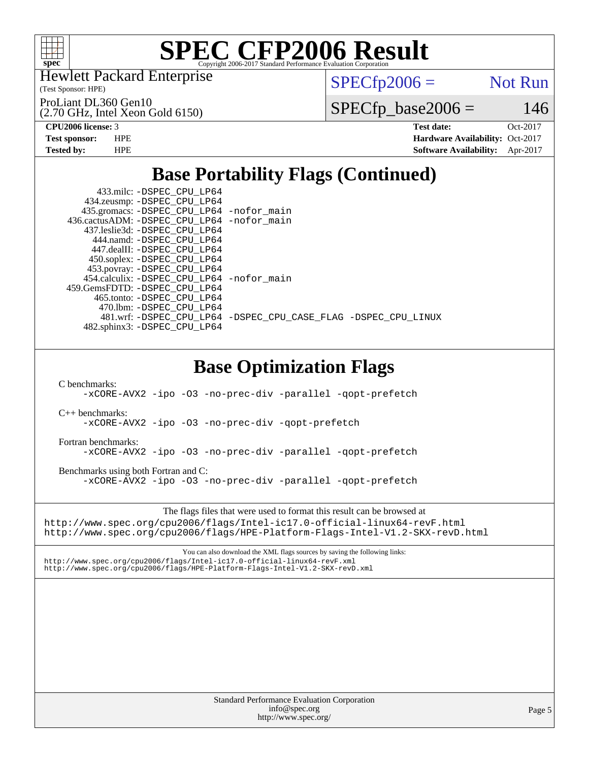# SPEC CFP2006 Result

Copyright 2006-2017 Standard Performance Evaluation Corporation

Hewlett Packard Enterprise
(Test Sponsor: HPE)

ProLiant DL360 Gen10
(2.70 GHz, Intel Xeon Gold 6150)

SPECfp2006 = Not Run

SPECfp_base2006 = 146

| | | | |
|---|---|---|---|
| **CPU2006 license:** | 3 | **Test date:** | Oct-2017 |
| **Test sponsor:** | HPE | **Hardware Availability:** | Oct-2017 |
| **Tested by:** | HPE | **Software Availability:** | Apr-2017 |

## Base Portability Flags (Continued)

```
      433.milc: -DSPEC_CPU_LP64
    434.zeusmp: -DSPEC_CPU_LP64
   435.gromacs: -DSPEC_CPU_LP64 -nofor_main
  436.cactusADM: -DSPEC_CPU_LP64 -nofor_main
   437.leslie3d: -DSPEC_CPU_LP64
      444.namd: -DSPEC_CPU_LP64
    447.dealII: -DSPEC_CPU_LP64
    450.soplex: -DSPEC_CPU_LP64
    453.povray: -DSPEC_CPU_LP64
   454.calculix: -DSPEC_CPU_LP64 -nofor_main
  459.GemsFDTD: -DSPEC_CPU_LP64
     465.tonto: -DSPEC_CPU_LP64
       470.lbm: -DSPEC_CPU_LP64
       481.wrf: -DSPEC_CPU_LP64 -DSPEC_CPU_CASE_FLAG -DSPEC_CPU_LINUX
   482.sphinx3: -DSPEC_CPU_LP64
```

## Base Optimization Flags

C benchmarks:
```
-xCORE-AVX2 -ipo -O3 -no-prec-div -parallel -qopt-prefetch
```

C++ benchmarks:
```
-xCORE-AVX2 -ipo -O3 -no-prec-div -qopt-prefetch
```

Fortran benchmarks:
```
-xCORE-AVX2 -ipo -O3 -no-prec-div -parallel -qopt-prefetch
```

Benchmarks using both Fortran and C:
```
-xCORE-AVX2 -ipo -O3 -no-prec-div -parallel -qopt-prefetch
```

The flags files that were used to format this result can be browsed at
http://www.spec.org/cpu2006/flags/Intel-ic17.0-official-linux64-revF.html
http://www.spec.org/cpu2006/flags/HPE-Platform-Flags-Intel-V1.2-SKX-revD.html

You can also download the XML flags sources by saving the following links:
http://www.spec.org/cpu2006/flags/Intel-ic17.0-official-linux64-revF.xml
http://www.spec.org/cpu2006/flags/HPE-Platform-Flags-Intel-V1.2-SKX-revD.xml

Standard Performance Evaluation Corporation
info@spec.org
http://www.spec.org/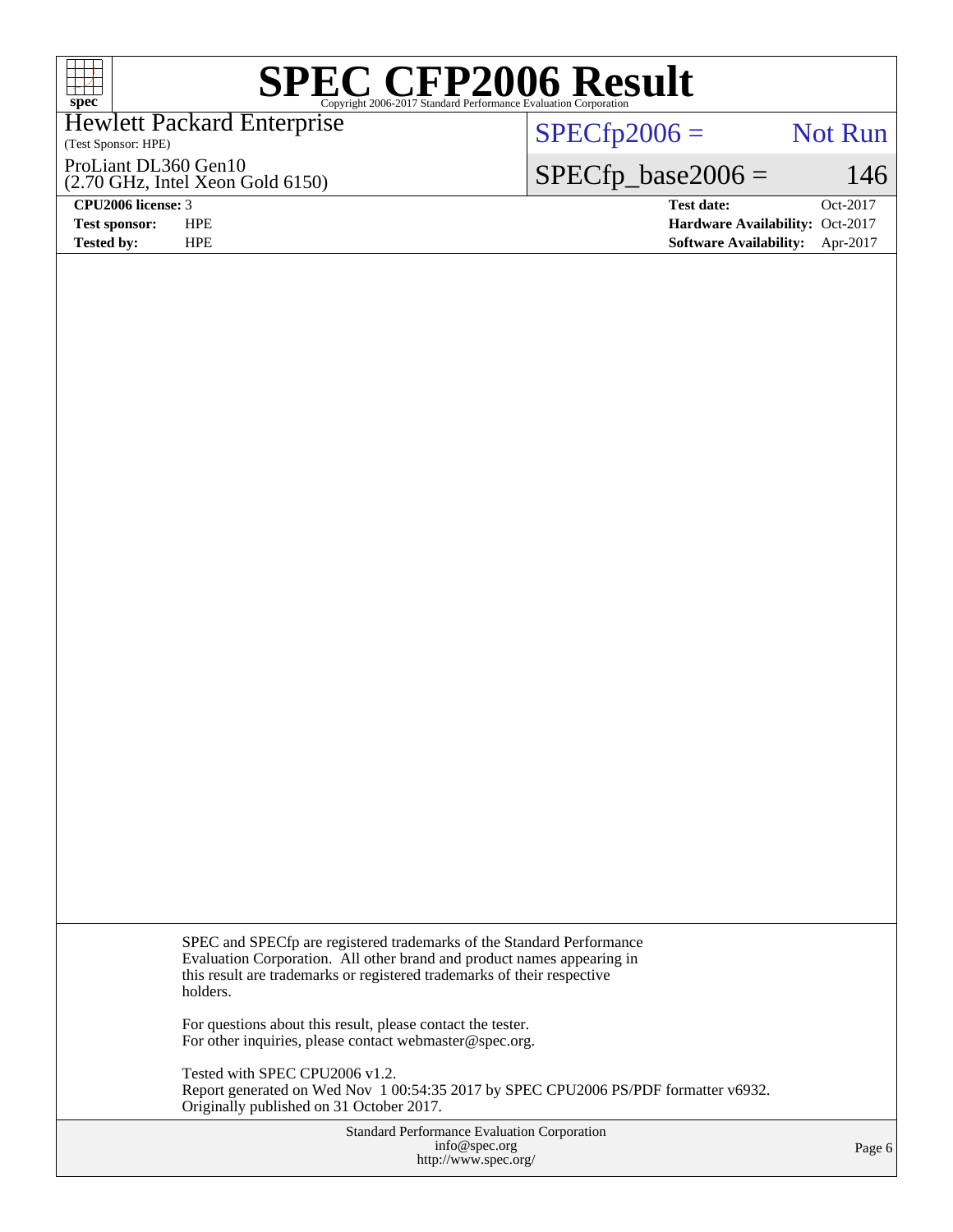# SPEC CFP2006 Result

Copyright 2006-2017 Standard Performance Evaluation Corporation

Hewlett Packard Enterprise
(Test Sponsor: HPE)

ProLiant DL360 Gen10
(2.70 GHz, Intel Xeon Gold 6150)

SPECfp2006 = Not Run

SPECfp_base2006 = 146

| | | | |
|---|---|---|---|
| **CPU2006 license:** 3 | | **Test date:** | Oct-2017 |
| **Test sponsor:** | HPE | **Hardware Availability:** | Oct-2017 |
| **Tested by:** | HPE | **Software Availability:** | Apr-2017 |

SPEC and SPECfp are registered trademarks of the Standard Performance Evaluation Corporation. All other brand and product names appearing in this result are trademarks or registered trademarks of their respective holders.

For questions about this result, please contact the tester.
For other inquiries, please contact webmaster@spec.org.

Tested with SPEC CPU2006 v1.2.
Report generated on Wed Nov 1 00:54:35 2017 by SPEC CPU2006 PS/PDF formatter v6932.
Originally published on 31 October 2017.